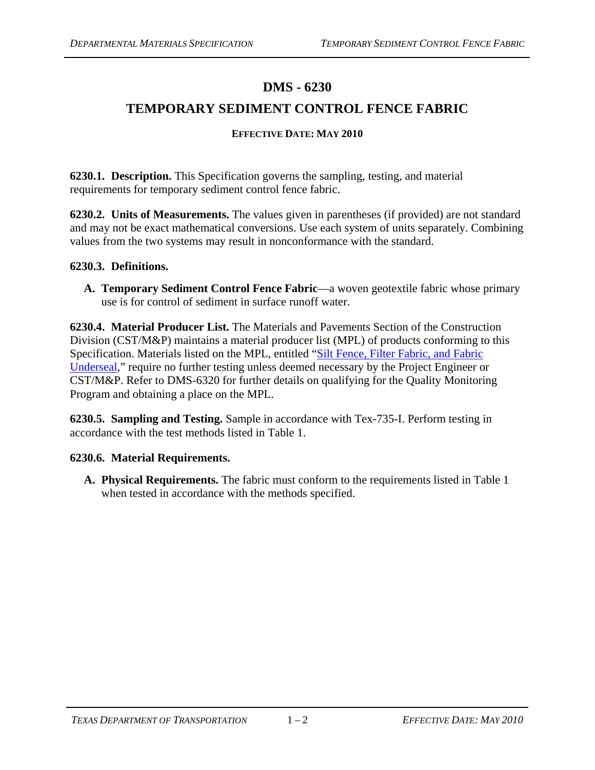# DMS - 6230

## TEMPORARY SEDIMENT CONTROL FENCE FABRIC

**EFFECTIVE DATE: MAY 2010**

**6230.1. Description.** This Specification governs the sampling, testing, and material requirements for temporary sediment control fence fabric.

**6230.2. Units of Measurements.** The values given in parentheses (if provided) are not standard and may not be exact mathematical conversions. Use each system of units separately. Combining values from the two systems may result in nonconformance with the standard.

**6230.3. Definitions.**

- **A. Temporary Sediment Control Fence Fabric**—a woven geotextile fabric whose primary use is for control of sediment in surface runoff water.

**6230.4. Material Producer List.** The Materials and Pavements Section of the Construction Division (CST/M&P) maintains a material producer list (MPL) of products conforming to this Specification. Materials listed on the MPL, entitled "Silt Fence, Filter Fabric, and Fabric Underseal," require no further testing unless deemed necessary by the Project Engineer or CST/M&P. Refer to DMS-6320 for further details on qualifying for the Quality Monitoring Program and obtaining a place on the MPL.

**6230.5. Sampling and Testing.** Sample in accordance with Tex-735-I. Perform testing in accordance with the test methods listed in Table 1.

**6230.6. Material Requirements.**

- **A. Physical Requirements.** The fabric must conform to the requirements listed in Table 1 when tested in accordance with the methods specified.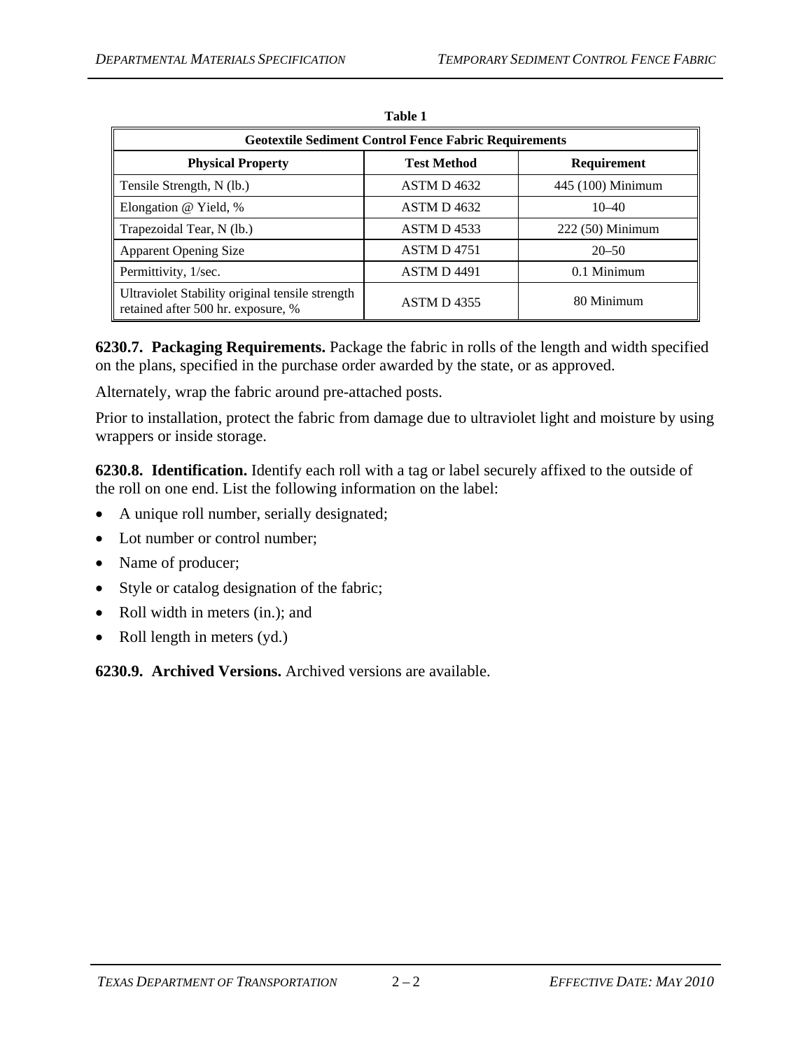**Table 1**

| Geotextile Sediment Control Fence Fabric Requirements | | |
|---|---|---|
| **Physical Property** | **Test Method** | **Requirement** |
| Tensile Strength, N (lb.) | ASTM D 4632 | 445 (100) Minimum |
| Elongation @ Yield, % | ASTM D 4632 | 10–40 |
| Trapezoidal Tear, N (lb.) | ASTM D 4533 | 222 (50) Minimum |
| Apparent Opening Size | ASTM D 4751 | 20–50 |
| Permittivity, 1/sec. | ASTM D 4491 | 0.1 Minimum |
| Ultraviolet Stability original tensile strength retained after 500 hr. exposure, % | ASTM D 4355 | 80 Minimum |

**6230.7. Packaging Requirements.** Package the fabric in rolls of the length and width specified on the plans, specified in the purchase order awarded by the state, or as approved.

Alternately, wrap the fabric around pre-attached posts.

Prior to installation, protect the fabric from damage due to ultraviolet light and moisture by using wrappers or inside storage.

**6230.8. Identification.** Identify each roll with a tag or label securely affixed to the outside of the roll on one end. List the following information on the label:

- A unique roll number, serially designated;
- Lot number or control number;
- Name of producer;
- Style or catalog designation of the fabric;
- Roll width in meters (in.); and
- Roll length in meters (yd.)

**6230.9. Archived Versions.** Archived versions are available.